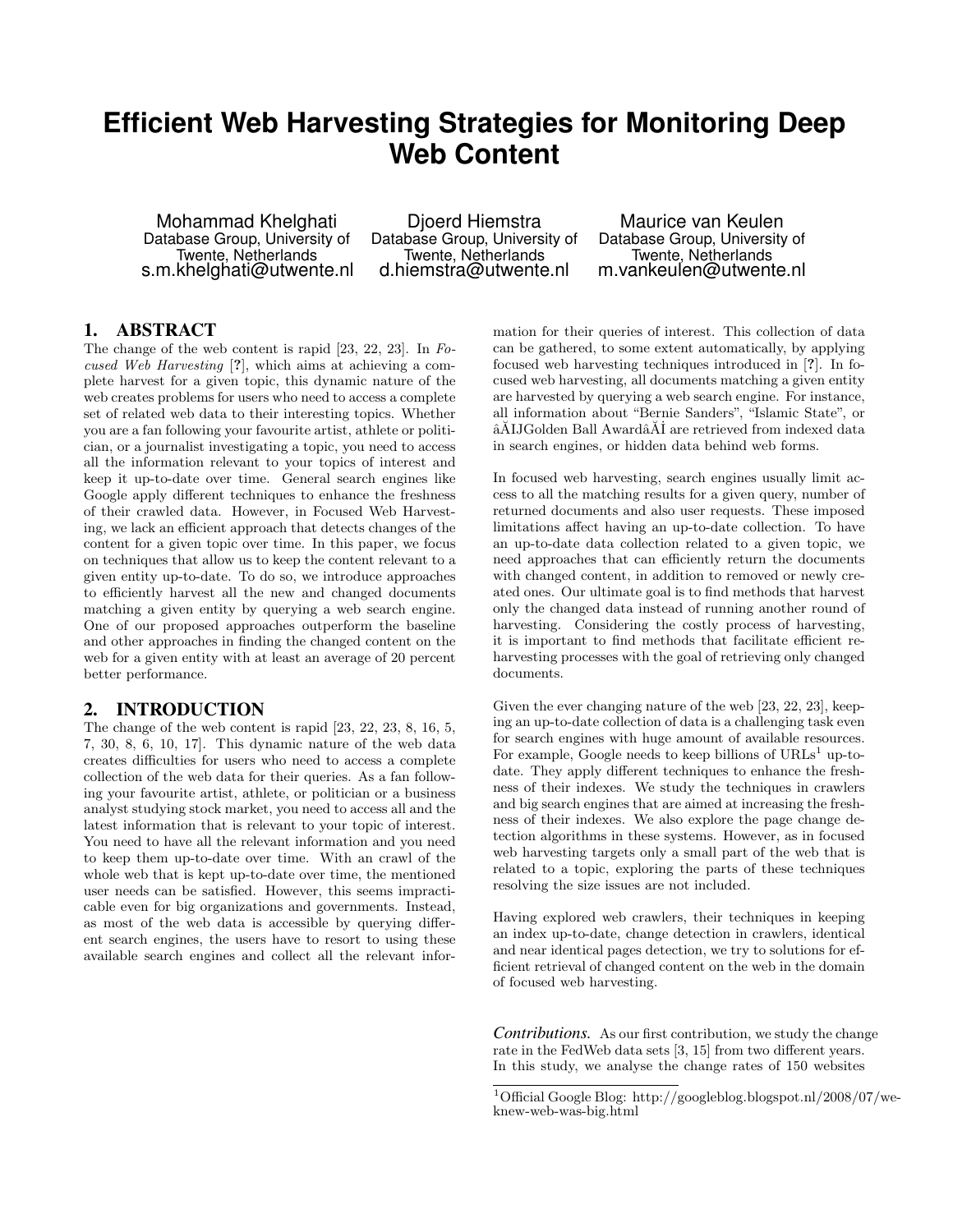# Efficient Web Harvesting Strategies for Monitoring Deep Web Content

Mohammad Khelghati
Database Group, University of Twente, Netherlands
s.m.khelghati@utwente.nl

Djoerd Hiemstra
Database Group, University of Twente, Netherlands
d.hiemstra@utwente.nl

Maurice van Keulen
Database Group, University of Twente, Netherlands
m.vankeulen@utwente.nl

## 1. ABSTRACT

The change of the web content is rapid [23, 22, 23]. In *Focused Web Harvesting* [?], which aims at achieving a complete harvest for a given topic, this dynamic nature of the web creates problems for users who need to access a complete set of related web data to their interesting topics. Whether you are a fan following your favourite artist, athlete or politician, or a journalist investigating a topic, you need to access all the information relevant to your topics of interest and keep it up-to-date over time. General search engines like Google apply different techniques to enhance the freshness of their crawled data. However, in Focused Web Harvesting, we lack an efficient approach that detects changes of the content for a given topic over time. In this paper, we focus on techniques that allow us to keep the content relevant to a given entity up-to-date. To do so, we introduce approaches to efficiently harvest all the new and changed documents matching a given entity by querying a web search engine. One of our proposed approaches outperform the baseline and other approaches in finding the changed content on the web for a given entity with at least an average of 20 percent better performance.

## 2. INTRODUCTION

The change of the web content is rapid [23, 22, 23, 8, 16, 5, 7, 30, 8, 6, 10, 17]. This dynamic nature of the web data creates difficulties for users who need to access a complete collection of the web data for their queries. As a fan following your favourite artist, athlete, or politician or a business analyst studying stock market, you need to access all and the latest information that is relevant to your topic of interest. You need to have all the relevant information and you need to keep them up-to-date over time. With an crawl of the whole web that is kept up-to-date over time, the mentioned user needs can be satisfied. However, this seems impracticable even for big organizations and governments. Instead, as most of the web data is accessible by querying different search engines, the users have to resort to using these available search engines and collect all the relevant information for their queries of interest. This collection of data can be gathered, to some extent automatically, by applying focused web harvesting techniques introduced in [?]. In focused web harvesting, all documents matching a given entity are harvested by querying a web search engine. For instance, all information about "Bernie Sanders", "Islamic State", or âĂIJGolden Ball AwardâĂİ are retrieved from indexed data in search engines, or hidden data behind web forms.

In focused web harvesting, search engines usually limit access to all the matching results for a given query, number of returned documents and also user requests. These imposed limitations affect having an up-to-date collection. To have an up-to-date data collection related to a given topic, we need approaches that can efficiently return the documents with changed content, in addition to removed or newly created ones. Our ultimate goal is to find methods that harvest only the changed data instead of running another round of harvesting. Considering the costly process of harvesting, it is important to find methods that facilitate efficient re-harvesting processes with the goal of retrieving only changed documents.

Given the ever changing nature of the web [23, 22, 23], keeping an up-to-date collection of data is a challenging task even for search engines with huge amount of available resources. For example, Google needs to keep billions of URLs[1] up-to-date. They apply different techniques to enhance the freshness of their indexes. We study the techniques in crawlers and big search engines that are aimed at increasing the freshness of their indexes. We also explore the page change detection algorithms in these systems. However, as in focused web harvesting targets only a small part of the web that is related to a topic, exploring the parts of these techniques resolving the size issues are not included.

Having explored web crawlers, their techniques in keeping an index up-to-date, change detection in crawlers, identical and near identical pages detection, we try to solutions for efficient retrieval of changed content on the web in the domain of focused web harvesting.

***Contributions.*** As our first contribution, we study the change rate in the FedWeb data sets [3, 15] from two different years. In this study, we analyse the change rates of 150 websites

[1] Official Google Blog: http://googleblog.blogspot.nl/2008/07/we-knew-web-was-big.html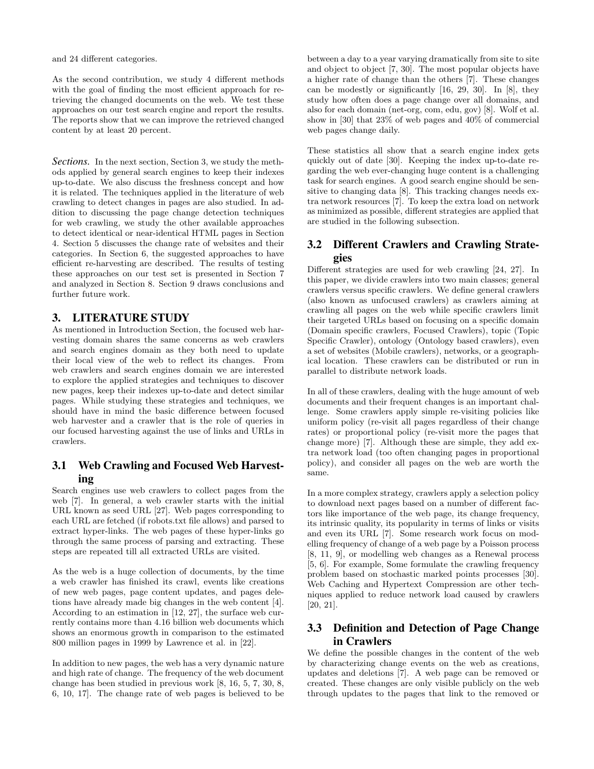and 24 different categories.

As the second contribution, we study 4 different methods with the goal of finding the most efficient approach for retrieving the changed documents on the web. We test these approaches on our test search engine and report the results. The reports show that we can improve the retrieved changed content by at least 20 percent.

***Sections.*** In the next section, Section 3, we study the methods applied by general search engines to keep their indexes up-to-date. We also discuss the freshness concept and how it is related. The techniques applied in the literature of web crawling to detect changes in pages are also studied. In addition to discussing the page change detection techniques for web crawling, we study the other available approaches to detect identical or near-identical HTML pages in Section 4. Section 5 discusses the change rate of websites and their categories. In Section 6, the suggested approaches to have efficient re-harvesting are described. The results of testing these approaches on our test set is presented in Section 7 and analyzed in Section 8. Section 9 draws conclusions and further future work.

## 3. LITERATURE STUDY

As mentioned in Introduction Section, the focused web harvesting domain shares the same concerns as web crawlers and search engines domain as they both need to update their local view of the web to reflect its changes. From web crawlers and search engines domain we are interested to explore the applied strategies and techniques to discover new pages, keep their indexes up-to-date and detect similar pages. While studying these strategies and techniques, we should have in mind the basic difference between focused web harvester and a crawler that is the role of queries in our focused harvesting against the use of links and URLs in crawlers.

### 3.1 Web Crawling and Focused Web Harvesting

Search engines use web crawlers to collect pages from the web [7]. In general, a web crawler starts with the initial URL known as seed URL [27]. Web pages corresponding to each URL are fetched (if robots.txt file allows) and parsed to extract hyper-links. The web pages of these hyper-links go through the same process of parsing and extracting. These steps are repeated till all extracted URLs are visited.

As the web is a huge collection of documents, by the time a web crawler has finished its crawl, events like creations of new web pages, page content updates, and pages deletions have already made big changes in the web content [4]. According to an estimation in [12, 27], the surface web currently contains more than 4.16 billion web documents which shows an enormous growth in comparison to the estimated 800 million pages in 1999 by Lawrence et al. in [22].

In addition to new pages, the web has a very dynamic nature and high rate of change. The frequency of the web document change has been studied in previous work [8, 16, 5, 7, 30, 8, 6, 10, 17]. The change rate of web pages is believed to be between a day to a year varying dramatically from site to site and object to object [7, 30]. The most popular objects have a higher rate of change than the others [7]. These changes can be modestly or significantly [16, 29, 30]. In [8], they study how often does a page change over all domains, and also for each domain (net-org, com, edu, gov) [8]. Wolf et al. show in [30] that 23% of web pages and 40% of commercial web pages change daily.

These statistics all show that a search engine index gets quickly out of date [30]. Keeping the index up-to-date regarding the web ever-changing huge content is a challenging task for search engines. A good search engine should be sensitive to changing data [8]. This tracking changes needs extra network resources [7]. To keep the extra load on network as minimized as possible, different strategies are applied that are studied in the following subsection.

### 3.2 Different Crawlers and Crawling Strategies

Different strategies are used for web crawling [24, 27]. In this paper, we divide crawlers into two main classes; general crawlers versus specific crawlers. We define general crawlers (also known as unfocused crawlers) as crawlers aiming at crawling all pages on the web while specific crawlers limit their targeted URLs based on focusing on a specific domain (Domain specific crawlers, Focused Crawlers), topic (Topic Specific Crawler), ontology (Ontology based crawlers), even a set of websites (Mobile crawlers), networks, or a geographical location. These crawlers can be distributed or run in parallel to distribute network loads.

In all of these crawlers, dealing with the huge amount of web documents and their frequent changes is an important challenge. Some crawlers apply simple re-visiting policies like uniform policy (re-visit all pages regardless of their change rates) or proportional policy (re-visit more the pages that change more) [7]. Although these are simple, they add extra network load (too often changing pages in proportional policy), and consider all pages on the web are worth the same.

In a more complex strategy, crawlers apply a selection policy to download next pages based on a number of different factors like importance of the web page, its change frequency, its intrinsic quality, its popularity in terms of links or visits and even its URL [7]. Some research work focus on modelling frequency of change of a web page by a Poisson process [8, 11, 9], or modelling web changes as a Renewal process [5, 6]. For example, Some formulate the crawling frequency problem based on stochastic marked points processes [30]. Web Caching and Hypertext Compression are other techniques applied to reduce network load caused by crawlers [20, 21].

### 3.3 Definition and Detection of Page Change in Crawlers

We define the possible changes in the content of the web by characterizing change events on the web as creations, updates and deletions [7]. A web page can be removed or created. These changes are only visible publicly on the web through updates to the pages that link to the removed or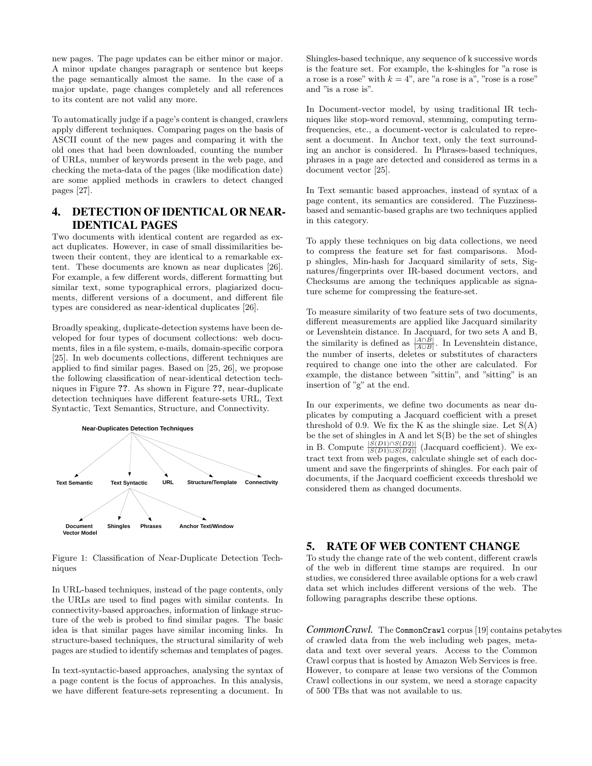new pages. The page updates can be either minor or major. A minor update changes paragraph or sentence but keeps the page semantically almost the same. In the case of a major update, page changes completely and all references to its content are not valid any more.

To automatically judge if a page's content is changed, crawlers apply different techniques. Comparing pages on the basis of ASCII count of the new pages and comparing it with the old ones that had been downloaded, counting the number of URLs, number of keywords present in the web page, and checking the meta-data of the pages (like modification date) are some applied methods in crawlers to detect changed pages [27].

## 4. DETECTION OF IDENTICAL OR NEAR-IDENTICAL PAGES

Two documents with identical content are regarded as exact duplicates. However, in case of small dissimilarities between their content, they are identical to a remarkable extent. These documents are known as near duplicates [26]. For example, a few different words, different formatting but similar text, some typographical errors, plagiarized documents, different versions of a document, and different file types are considered as near-identical duplicates [26].

Broadly speaking, duplicate-detection systems have been developed for four types of document collections: web documents, files in a file system, e-mails, domain-specific corpora [25]. In web documents collections, different techniques are applied to find similar pages. Based on [25, 26], we propose the following classification of near-identical detection techniques in Figure ??. As shown in Figure ??, near-duplicate detection techniques have different feature-sets URL, Text Syntactic, Text Semantics, Structure, and Connectivity.

**Near-Duplicates Detection Techniques**

- Text Semantic
- Text Syntactic
  - Document Vector Model
  - Shingles
  - Phrases
  - Anchor Text/Window
- URL
- Structure/Template
- Connectivity

Figure 1: Classification of Near-Duplicate Detection Techniques

In URL-based techniques, instead of the page contents, only the URLs are used to find pages with similar contents. In connectivity-based approaches, information of linkage structure of the web is probed to find similar pages. The basic idea is that similar pages have similar incoming links. In structure-based techniques, the structural similarity of web pages are studied to identify schemas and templates of pages.

In text-syntactic-based approaches, analysing the syntax of a page content is the focus of approaches. In this analysis, we have different feature-sets representing a document. In Shingles-based technique, any sequence of k successive words is the feature set. For example, the k-shingles for "a rose is a rose is a rose" with $k = 4$", are "a rose is a", "rose is a rose" and "is a rose is".

In Document-vector model, by using traditional IR techniques like stop-word removal, stemming, computing term-frequencies, etc., a document-vector is calculated to represent a document. In Anchor text, only the text surrounding an anchor is considered. In Phrases-based techniques, phrases in a page are detected and considered as terms in a document vector [25].

In Text semantic based approaches, instead of syntax of a page content, its semantics are considered. The Fuzziness-based and semantic-based graphs are two techniques applied in this category.

To apply these techniques on big data collections, we need to compress the feature set for fast comparisons. Mod-p shingles, Min-hash for Jacquard similarity of sets, Signatures/fingerprints over IR-based document vectors, and Checksums are among the techniques applicable as signature scheme for compressing the feature-set.

To measure similarity of two feature sets of two documents, different measurements are applied like Jacquard similarity or Levenshtein distance. In Jacquard, for two sets A and B, the similarity is defined as $\frac{|A \cap B|}{|A \cup B|}$. In Levenshtein distance, the number of inserts, deletes or substitutes of characters required to change one into the other are calculated. For example, the distance between "sittin", and "sitting" is an insertion of "g" at the end.

In our experiments, we define two documents as near duplicates by computing a Jacquard coefficient with a preset threshold of 0.9. We fix the K as the shingle size. Let S(A) be the set of shingles in A and let S(B) be the set of shingles in B. Compute $\frac{|S(D1) \cap S(D2)|}{|S(D1) \cup S(D2)|}$ (Jacquard coefficient). We extract text from web pages, calculate shingle set of each document and save the fingerprints of shingles. For each pair of documents, if the Jacquard coefficient exceeds threshold we considered them as changed documents.

## 5. RATE OF WEB CONTENT CHANGE

To study the change rate of the web content, different crawls of the web in different time stamps are required. In our studies, we considered three available options for a web crawl data set which includes different versions of the web. The following paragraphs describe these options.

*CommonCrawl.* The CommonCrawl corpus [19] contains petabytes of crawled data from the web including web pages, metadata and text over several years. Access to the Common Crawl corpus that is hosted by Amazon Web Services is free. However, to compare at lease two versions of the Common Crawl collections in our system, we need a storage capacity of 500 TBs that was not available to us.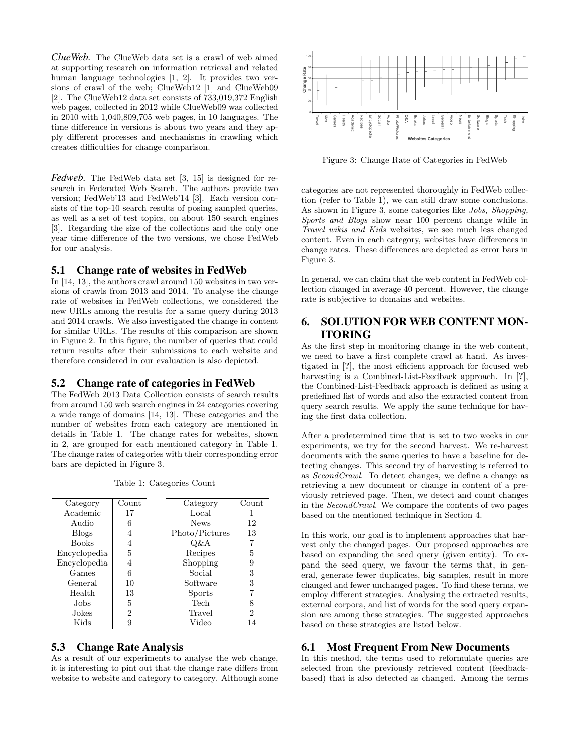***ClueWeb.*** The ClueWeb data set is a crawl of web aimed at supporting research on information retrieval and related human language technologies [1, 2]. It provides two versions of crawl of the web; ClueWeb12 [1] and ClueWeb09 [2]. The ClueWeb12 data set consists of 733,019,372 English web pages, collected in 2012 while ClueWeb09 was collected in 2010 with 1,040,809,705 web pages, in 10 languages. The time difference in versions is about two years and they apply different processes and mechanisms in crawling which creates difficulties for change comparison.

***Fedweb.*** The FedWeb data set [3, 15] is designed for research in Federated Web Search. The authors provide two version; FedWeb'13 and FedWeb'14 [3]. Each version consists of the top-10 search results of posing sampled queries, as well as a set of test topics, on about 150 search engines [3]. Regarding the size of the collections and the only one year time difference of the two versions, we chose FedWeb for our analysis.

### 5.1 Change rate of websites in FedWeb

In [14, 13], the authors crawl around 150 websites in two versions of crawls from 2013 and 2014. To analyse the change rate of websites in FedWeb collections, we considered the new URLs among the results for a same query during 2013 and 2014 crawls. We also investigated the change in content for similar URLs. The results of this comparison are shown in Figure 2. In this figure, the number of queries that could return results after their submissions to each website and therefore considered in our evaluation is also depicted.

### 5.2 Change rate of categories in FedWeb

The FedWeb 2013 Data Collection consists of search results from around 150 web search engines in 24 categories covering a wide range of domains [14, 13]. These categories and the number of websites from each category are mentioned in details in Table 1. The change rates for websites, shown in 2, are grouped for each mentioned category in Table 1. The change rates of categories with their corresponding error bars are depicted in Figure 3.

Table 1: Categories Count

| Category | Count | Category | Count |
|---|---|---|---|
| Academic | 17 | Local | 1 |
| Audio | 6 | News | 12 |
| Blogs | 4 | Photo/Pictures | 13 |
| Books | 4 | Q&A | 7 |
| Encyclopedia | 5 | Recipes | 5 |
| Encyclopedia | 4 | Shopping | 9 |
| Games | 6 | Social | 3 |
| General | 10 | Software | 3 |
| Health | 13 | Sports | 7 |
| Jobs | 5 | Tech | 8 |
| Jokes | 2 | Travel | 2 |
| Kids | 9 | Video | 14 |

### 5.3 Change Rate Analysis

As a result of our experiments to analyse the web change, it is interesting to pint out that the change rate differs from website to website and category to category. Although some categories are not represented thoroughly in FedWeb collection (refer to Table 1), we can still draw some conclusions. As shown in Figure 3, some categories like *Jobs, Shopping, Sports and Blogs* show near 100 percent change while in *Travel wikis and Kids* websites, we see much less changed content. Even in each category, websites have differences in change rates. These differences are depicted as error bars in Figure 3.

Figure 3: Change Rate of Categories in FedWeb

In general, we can claim that the web content in FedWeb collection changed in average 40 percent. However, the change rate is subjective to domains and websites.

## 6. SOLUTION FOR WEB CONTENT MONITORING

As the first step in monitoring change in the web content, we need to have a first complete crawl at hand. As investigated in [?], the most efficient approach for focused web harvesting is a Combined-List-Feedback approach. In [?], the Combined-List-Feedback approach is defined as using a predefined list of words and also the extracted content from query search results. We apply the same technique for having the first data collection.

After a predetermined time that is set to two weeks in our experiments, we try for the second harvest. We re-harvest documents with the same queries to have a baseline for detecting changes. This second try of harvesting is referred to as *SecondCrawl*. To detect changes, we define a change as retrieving a new document or change in content of a previously retrieved page. Then, we detect and count changes in the *SecondCrawl*. We compare the contents of two pages based on the mentioned technique in Section 4.

In this work, our goal is to implement approaches that harvest only the changed pages. Our proposed approaches are based on expanding the seed query (given entity). To expand the seed query, we favour the terms that, in general, generate fewer duplicates, big samples, result in more changed and fewer unchanged pages. To find these terms, we employ different strategies. Analysing the extracted results, external corpora, and list of words for the seed query expansion are among these strategies. The suggested approaches based on these strategies are listed below.

### 6.1 Most Frequent From New Documents

In this method, the terms used to reformulate queries are selected from the previously retrieved content (feedback-based) that is also detected as changed. Among the terms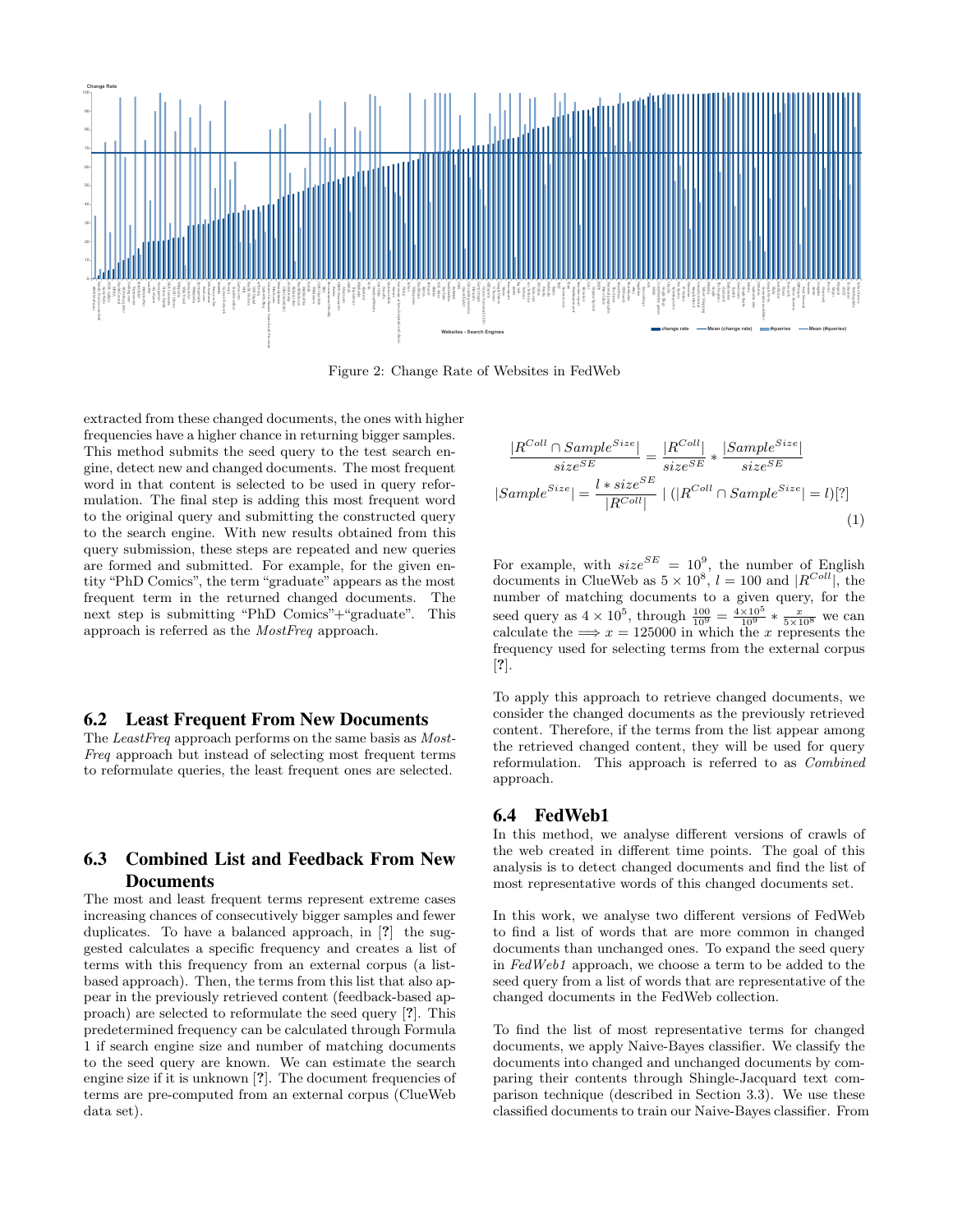Figure 2: Change Rate of Websites in FedWeb

extracted from these changed documents, the ones with higher frequencies have a higher chance in returning bigger samples. This method submits the seed query to the test search engine, detect new and changed documents. The most frequent word in that content is selected to be used in query reformulation. The final step is adding this most frequent word to the original query and submitting the constructed query to the search engine. With new results obtained from this query submission, these steps are repeated and new queries are formed and submitted. For example, for the given entity "PhD Comics", the term "graduate" appears as the most frequent term in the returned changed documents. The next step is submitting "PhD Comics"+"graduate". This approach is referred as the *MostFreq* approach.

## 6.2 Least Frequent From New Documents

The *LeastFreq* approach performs on the same basis as *MostFreq* approach but instead of selecting most frequent terms to reformulate queries, the least frequent ones are selected.

## 6.3 Combined List and Feedback From New Documents

The most and least frequent terms represent extreme cases increasing chances of consecutively bigger samples and fewer duplicates. To have a balanced approach, in [?] the suggested calculates a specific frequency and creates a list of terms with this frequency from an external corpus (a list-based approach). Then, the terms from this list that also appear in the previously retrieved content (feedback-based approach) are selected to reformulate the seed query [?]. This predetermined frequency can be calculated through Formula 1 if search engine size and number of matching documents to the seed query are known. We can estimate the search engine size if it is unknown [?]. The document frequencies of terms are pre-computed from an external corpus (ClueWeb data set).

$$
\frac{|R^{Coll} \cap Sample^{Size}|}{size^{SE}} = \frac{|R^{Coll}|}{size^{SE}} * \frac{|Sample^{Size}|}{size^{SE}}
$$
$$
|Sample^{Size}| = \frac{l * size^{SE}}{|R^{Coll}|} \mid (|R^{Coll} \cap Sample^{Size}| = l)[?] \quad (1)
$$

For example, with $size^{SE} = 10^9$, the number of English documents in ClueWeb as $5 \times 10^8$, $l = 100$ and $|R^{Coll}|$, the number of matching documents to a given query, for the seed query as $4 \times 10^5$, through $\frac{100}{10^9} = \frac{4 \times 10^5}{10^9} * \frac{x}{5 \times 10^8}$ we can calculate the $\Longrightarrow x = 125000$ in which the $x$ represents the frequency used for selecting terms from the external corpus [?].

To apply this approach to retrieve changed documents, we consider the changed documents as the previously retrieved content. Therefore, if the terms from the list appear among the retrieved changed content, they will be used for query reformulation. This approach is referred to as *Combined* approach.

## 6.4 FedWeb1

In this method, we analyse different versions of crawls of the web created in different time points. The goal of this analysis is to detect changed documents and find the list of most representative words of this changed documents set.

In this work, we analyse two different versions of FedWeb to find a list of words that are more common in changed documents than unchanged ones. To expand the seed query in *FedWeb1* approach, we choose a term to be added to the seed query from a list of words that are representative of the changed documents in the FedWeb collection.

To find the list of most representative terms for changed documents, we apply Naive-Bayes classifier. We classify the documents into changed and unchanged documents by comparing their contents through Shingle-Jacquard text comparison technique (described in Section 3.3). We use these classified documents to train our Naive-Bayes classifier. From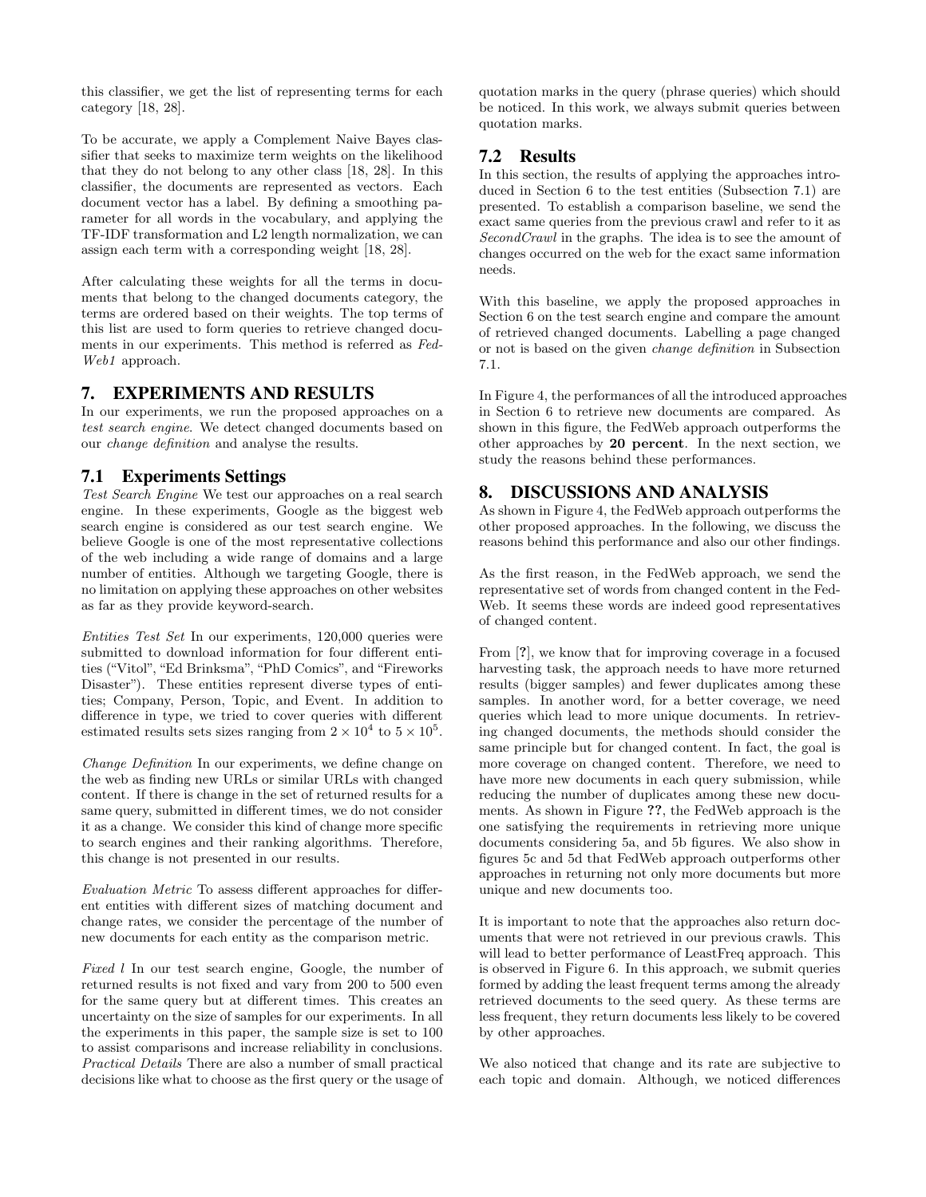this classifier, we get the list of representing terms for each category [18, 28].

To be accurate, we apply a Complement Naive Bayes classifier that seeks to maximize term weights on the likelihood that they do not belong to any other class [18, 28]. In this classifier, the documents are represented as vectors. Each document vector has a label. By defining a smoothing parameter for all words in the vocabulary, and applying the TF-IDF transformation and L2 length normalization, we can assign each term with a corresponding weight [18, 28].

After calculating these weights for all the terms in documents that belong to the changed documents category, the terms are ordered based on their weights. The top terms of this list are used to form queries to retrieve changed documents in our experiments. This method is referred as *FedWeb1* approach.

## 7. EXPERIMENTS AND RESULTS

In our experiments, we run the proposed approaches on a *test search engine*. We detect changed documents based on our *change definition* and analyse the results.

### 7.1 Experiments Settings

*Test Search Engine* We test our approaches on a real search engine. In these experiments, Google as the biggest web search engine is considered as our test search engine. We believe Google is one of the most representative collections of the web including a wide range of domains and a large number of entities. Although we targeting Google, there is no limitation on applying these approaches on other websites as far as they provide keyword-search.

*Entities Test Set* In our experiments, 120,000 queries were submitted to download information for four different entities ("Vitol", "Ed Brinksma", "PhD Comics", and "Fireworks Disaster"). These entities represent diverse types of entities; Company, Person, Topic, and Event. In addition to difference in type, we tried to cover queries with different estimated results sets sizes ranging from $2 \times 10^4$ to $5 \times 10^5$.

*Change Definition* In our experiments, we define change on the web as finding new URLs or similar URLs with changed content. If there is change in the set of returned results for a same query, submitted in different times, we do not consider it as a change. We consider this kind of change more specific to search engines and their ranking algorithms. Therefore, this change is not presented in our results.

*Evaluation Metric* To assess different approaches for different entities with different sizes of matching document and change rates, we consider the percentage of the number of new documents for each entity as the comparison metric.

*Fixed l* In our test search engine, Google, the number of returned results is not fixed and vary from 200 to 500 even for the same query but at different times. This creates an uncertainty on the size of samples for our experiments. In all the experiments in this paper, the sample size is set to 100 to assist comparisons and increase reliability in conclusions.

*Practical Details* There are also a number of small practical decisions like what to choose as the first query or the usage of quotation marks in the query (phrase queries) which should be noticed. In this work, we always submit queries between quotation marks.

### 7.2 Results

In this section, the results of applying the approaches introduced in Section 6 to the test entities (Subsection 7.1) are presented. To establish a comparison baseline, we send the exact same queries from the previous crawl and refer to it as *SecondCrawl* in the graphs. The idea is to see the amount of changes occurred on the web for the exact same information needs.

With this baseline, we apply the proposed approaches in Section 6 on the test search engine and compare the amount of retrieved changed documents. Labelling a page changed or not is based on the given *change definition* in Subsection 7.1.

In Figure 4, the performances of all the introduced approaches in Section 6 to retrieve new documents are compared. As shown in this figure, the FedWeb approach outperforms the other approaches by **20 percent**. In the next section, we study the reasons behind these performances.

## 8. DISCUSSIONS AND ANALYSIS

As shown in Figure 4, the FedWeb approach outperforms the other proposed approaches. In the following, we discuss the reasons behind this performance and also our other findings.

As the first reason, in the FedWeb approach, we send the representative set of words from changed content in the FedWeb. It seems these words are indeed good representatives of changed content.

From [?], we know that for improving coverage in a focused harvesting task, the approach needs to have more returned results (bigger samples) and fewer duplicates among these samples. In another word, for a better coverage, we need queries which lead to more unique documents. In retrieving changed documents, the methods should consider the same principle but for changed content. In fact, the goal is more coverage on changed content. Therefore, we need to have more new documents in each query submission, while reducing the number of duplicates among these new documents. As shown in Figure **??**, the FedWeb approach is the one satisfying the requirements in retrieving more unique documents considering 5a, and 5b figures. We also show in figures 5c and 5d that FedWeb approach outperforms other approaches in returning not only more documents but more unique and new documents too.

It is important to note that the approaches also return documents that were not retrieved in our previous crawls. This will lead to better performance of LeastFreq approach. This is observed in Figure 6. In this approach, we submit queries formed by adding the least frequent terms among the already retrieved documents to the seed query. As these terms are less frequent, they return documents less likely to be covered by other approaches.

We also noticed that change and its rate are subjective to each topic and domain. Although, we noticed differences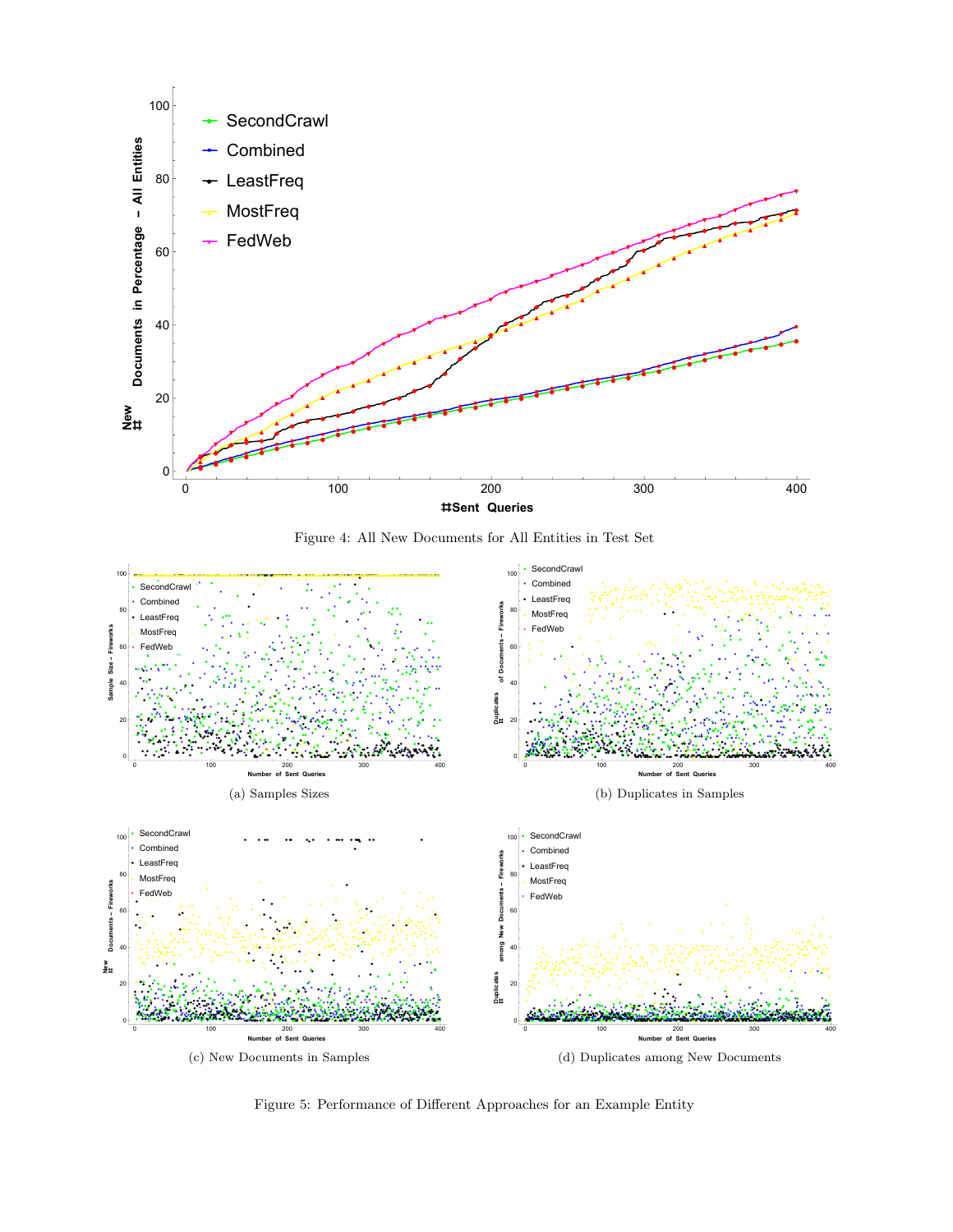Figure 4: All New Documents for All Entities in Test Set

(a) Samples Sizes

(b) Duplicates in Samples

(c) New Documents in Samples

(d) Duplicates among New Documents

Figure 5: Performance of Different Approaches for an Example Entity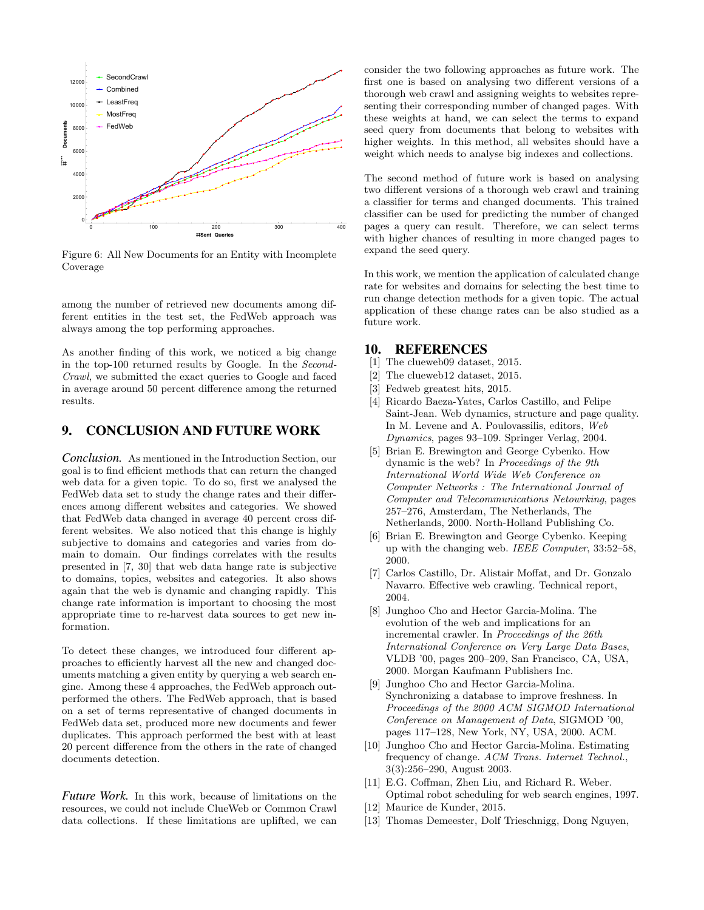Figure 6: All New Documents for an Entity with Incomplete Coverage

among the number of retrieved new documents among different entities in the test set, the FedWeb approach was always among the top performing approaches.

As another finding of this work, we noticed a big change in the top-100 returned results by Google. In the *SecondCrawl*, we submitted the exact queries to Google and faced in average around 50 percent difference among the returned results.

## 9. CONCLUSION AND FUTURE WORK

***Conclusion.*** As mentioned in the Introduction Section, our goal is to find efficient methods that can return the changed web data for a given topic. To do so, first we analysed the FedWeb data set to study the change rates and their differences among different websites and categories. We showed that FedWeb data changed in average 40 percent cross different websites. We also noticed that this change is highly subjective to domains and categories and varies from domain to domain. Our findings correlates with the results presented in [7, 30] that web data hange rate is subjective to domains, topics, websites and categories. It also shows again that the web is dynamic and changing rapidly. This change rate information is important to choosing the most appropriate time to re-harvest data sources to get new information.

To detect these changes, we introduced four different approaches to efficiently harvest all the new and changed documents matching a given entity by querying a web search engine. Among these 4 approaches, the FedWeb approach outperformed the others. The FedWeb approach, that is based on a set of terms representative of changed documents in FedWeb data set, produced more new documents and fewer duplicates. This approach performed the best with at least 20 percent difference from the others in the rate of changed documents detection.

***Future Work.*** In this work, because of limitations on the resources, we could not include ClueWeb or Common Crawl data collections. If these limitations are uplifted, we can consider the two following approaches as future work. The first one is based on analysing two different versions of a thorough web crawl and assigning weights to websites representing their corresponding number of changed pages. With these weights at hand, we can select the terms to expand seed query from documents that belong to websites with higher weights. In this method, all websites should have a weight which needs to analyse big indexes and collections.

The second method of future work is based on analysing two different versions of a thorough web crawl and training a classifier for terms and changed documents. This trained classifier can be used for predicting the number of changed pages a query can result. Therefore, we can select terms with higher chances of resulting in more changed pages to expand the seed query.

In this work, we mention the application of calculated change rate for websites and domains for selecting the best time to run change detection methods for a given topic. The actual application of these change rates can be also studied as a future work.

## 10. REFERENCES

[1] The clueweb09 dataset, 2015.

[2] The clueweb12 dataset, 2015.

[3] Fedweb greatest hits, 2015.

[4] Ricardo Baeza-Yates, Carlos Castillo, and Felipe Saint-Jean. Web dynamics, structure and page quality. In M. Levene and A. Poulovassilis, editors, *Web Dynamics*, pages 93–109. Springer Verlag, 2004.

[5] Brian E. Brewington and George Cybenko. How dynamic is the web? In *Proceedings of the 9th International World Wide Web Conference on Computer Networks : The International Journal of Computer and Telecommunications Netowrking*, pages 257–276, Amsterdam, The Netherlands, The Netherlands, 2000. North-Holland Publishing Co.

[6] Brian E. Brewington and George Cybenko. Keeping up with the changing web. *IEEE Computer*, 33:52–58, 2000.

[7] Carlos Castillo, Dr. Alistair Moffat, and Dr. Gonzalo Navarro. Effective web crawling. Technical report, 2004.

[8] Junghoo Cho and Hector Garcia-Molina. The evolution of the web and implications for an incremental crawler. In *Proceedings of the 26th International Conference on Very Large Data Bases*, VLDB '00, pages 200–209, San Francisco, CA, USA, 2000. Morgan Kaufmann Publishers Inc.

[9] Junghoo Cho and Hector Garcia-Molina. Synchronizing a database to improve freshness. In *Proceedings of the 2000 ACM SIGMOD International Conference on Management of Data*, SIGMOD '00, pages 117–128, New York, NY, USA, 2000. ACM.

[10] Junghoo Cho and Hector Garcia-Molina. Estimating frequency of change. *ACM Trans. Internet Technol.*, 3(3):256–290, August 2003.

[11] E.G. Coffman, Zhen Liu, and Richard R. Weber. Optimal robot scheduling for web search engines, 1997.

[12] Maurice de Kunder, 2015.

[13] Thomas Demeester, Dolf Trieschnigg, Dong Nguyen,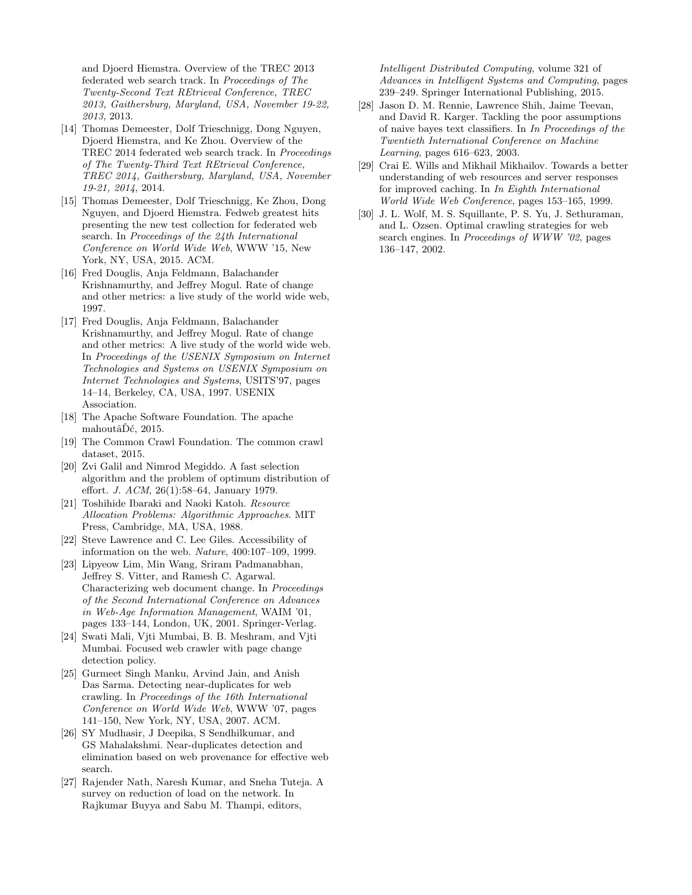and Djoerd Hiemstra. Overview of the TREC 2013 federated web search track. In *Proceedings of The Twenty-Second Text REtrieval Conference, TREC 2013, Gaithersburg, Maryland, USA, November 19-22, 2013*, 2013.

[14] Thomas Demeester, Dolf Trieschnigg, Dong Nguyen, Djoerd Hiemstra, and Ke Zhou. Overview of the TREC 2014 federated web search track. In *Proceedings of The Twenty-Third Text REtrieval Conference, TREC 2014, Gaithersburg, Maryland, USA, November 19-21, 2014*, 2014.

[15] Thomas Demeester, Dolf Trieschnigg, Ke Zhou, Dong Nguyen, and Djoerd Hiemstra. Fedweb greatest hits presenting the new test collection for federated web search. In *Proceedings of the 24th International Conference on World Wide Web*, WWW '15, New York, NY, USA, 2015. ACM.

[16] Fred Douglis, Anja Feldmann, Balachander Krishnamurthy, and Jeffrey Mogul. Rate of change and other metrics: a live study of the world wide web, 1997.

[17] Fred Douglis, Anja Feldmann, Balachander Krishnamurthy, and Jeffrey Mogul. Rate of change and other metrics: A live study of the world wide web. In *Proceedings of the USENIX Symposium on Internet Technologies and Systems on USENIX Symposium on Internet Technologies and Systems*, USITS'97, pages 14–14, Berkeley, CA, USA, 1997. USENIX Association.

[18] The Apache Software Foundation. The apache mahoutâĎć, 2015.

[19] The Common Crawl Foundation. The common crawl dataset, 2015.

[20] Zvi Galil and Nimrod Megiddo. A fast selection algorithm and the problem of optimum distribution of effort. *J. ACM*, 26(1):58–64, January 1979.

[21] Toshihide Ibaraki and Naoki Katoh. *Resource Allocation Problems: Algorithmic Approaches*. MIT Press, Cambridge, MA, USA, 1988.

[22] Steve Lawrence and C. Lee Giles. Accessibility of information on the web. *Nature*, 400:107–109, 1999.

[23] Lipyeow Lim, Min Wang, Sriram Padmanabhan, Jeffrey S. Vitter, and Ramesh C. Agarwal. Characterizing web document change. In *Proceedings of the Second International Conference on Advances in Web-Age Information Management*, WAIM '01, pages 133–144, London, UK, 2001. Springer-Verlag.

[24] Swati Mali, Vjti Mumbai, B. B. Meshram, and Vjti Mumbai. Focused web crawler with page change detection policy.

[25] Gurmeet Singh Manku, Arvind Jain, and Anish Das Sarma. Detecting near-duplicates for web crawling. In *Proceedings of the 16th International Conference on World Wide Web*, WWW '07, pages 141–150, New York, NY, USA, 2007. ACM.

[26] SY Mudhasir, J Deepika, S Sendhilkumar, and GS Mahalakshmi. Near-duplicates detection and elimination based on web provenance for effective web search.

[27] Rajender Nath, Naresh Kumar, and Sneha Tuteja. A survey on reduction of load on the network. In Rajkumar Buyya and Sabu M. Thampi, editors, *Intelligent Distributed Computing*, volume 321 of *Advances in Intelligent Systems and Computing*, pages 239–249. Springer International Publishing, 2015.

[28] Jason D. M. Rennie, Lawrence Shih, Jaime Teevan, and David R. Karger. Tackling the poor assumptions of naive bayes text classifiers. In *In Proceedings of the Twentieth International Conference on Machine Learning*, pages 616–623, 2003.

[29] Crai E. Wills and Mikhail Mikhailov. Towards a better understanding of web resources and server responses for improved caching. In *In Eighth International World Wide Web Conference*, pages 153–165, 1999.

[30] J. L. Wolf, M. S. Squillante, P. S. Yu, J. Sethuraman, and L. Ozsen. Optimal crawling strategies for web search engines. In *Proceedings of WWW '02*, pages 136–147, 2002.